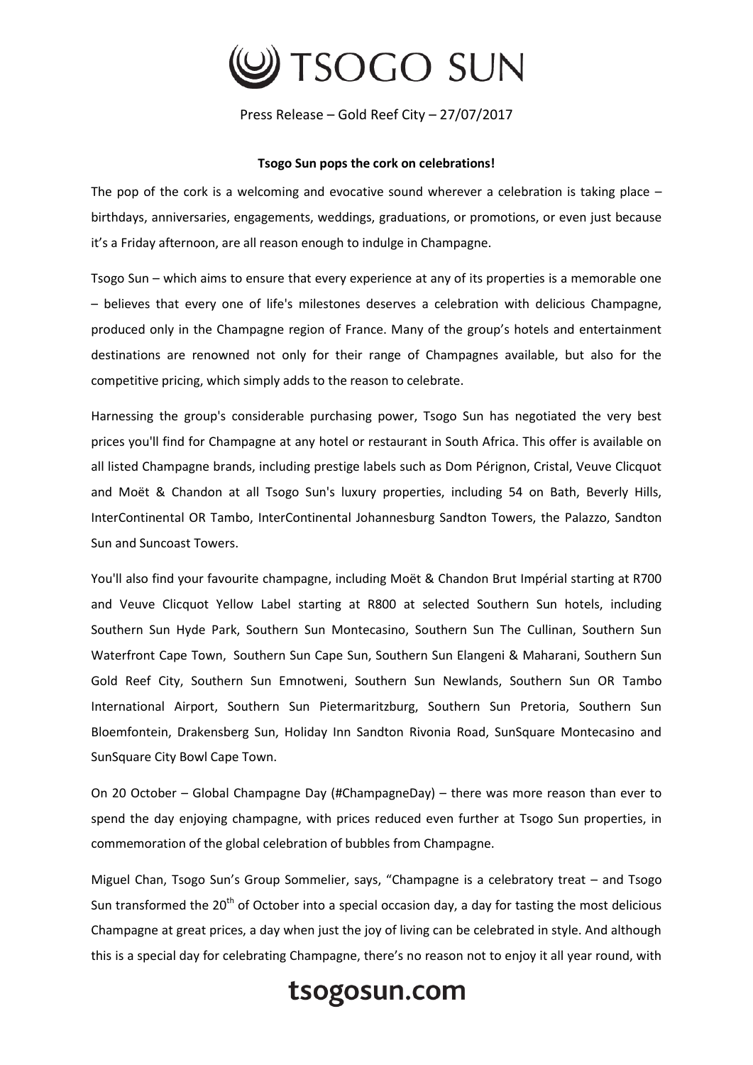# TSOGO SUN

Press Release – Gold Reef City – 27/07/2017

**Tsogo Sun pops the cork on celebrations!**

The pop of the cork is a welcoming and evocative sound wherever a celebration is taking place – birthdays, anniversaries, engagements, weddings, graduations, or promotions, or even just because it's a Friday afternoon, are all reason enough to indulge in Champagne.

Tsogo Sun – which aims to ensure that every experience at any of its properties is a memorable one – believes that every one of life's milestones deserves a celebration with delicious Champagne, produced only in the Champagne region of France. Many of the group's hotels and entertainment destinations are renowned not only for their range of Champagnes available, but also for the competitive pricing, which simply adds to the reason to celebrate.

Harnessing the group's considerable purchasing power, Tsogo Sun has negotiated the very best prices you'll find for Champagne at any hotel or restaurant in South Africa. This offer is available on all listed Champagne brands, including prestige labels such as Dom Pérignon, Cristal, Veuve Clicquot and Moët & Chandon at all Tsogo Sun's luxury properties, including 54 on Bath, Beverly Hills, InterContinental OR Tambo, InterContinental Johannesburg Sandton Towers, the Palazzo, Sandton Sun and Suncoast Towers.

You'll also find your favourite champagne, including Moët & Chandon Brut Impérial starting at R700 and Veuve Clicquot Yellow Label starting at R800 at selected Southern Sun hotels, including Southern Sun Hyde Park, Southern Sun Montecasino, Southern Sun The Cullinan, Southern Sun Waterfront Cape Town, Southern Sun Cape Sun, Southern Sun Elangeni & Maharani, Southern Sun Gold Reef City, Southern Sun Emnotweni, Southern Sun Newlands, Southern Sun OR Tambo International Airport, Southern Sun Pietermaritzburg, Southern Sun Pretoria, Southern Sun Bloemfontein, Drakensberg Sun, Holiday Inn Sandton Rivonia Road, SunSquare Montecasino and SunSquare City Bowl Cape Town.

On 20 October – Global Champagne Day (#ChampagneDay) – there was more reason than ever to spend the day enjoying champagne, with prices reduced even further at Tsogo Sun properties, in commemoration of the global celebration of bubbles from Champagne.

Miguel Chan, Tsogo Sun's Group Sommelier, says, "Champagne is a celebratory treat – and Tsogo Sun transformed the 20th of October into a special occasion day, a day for tasting the most delicious Champagne at great prices, a day when just the joy of living can be celebrated in style. And although this is a special day for celebrating Champagne, there's no reason not to enjoy it all year round, with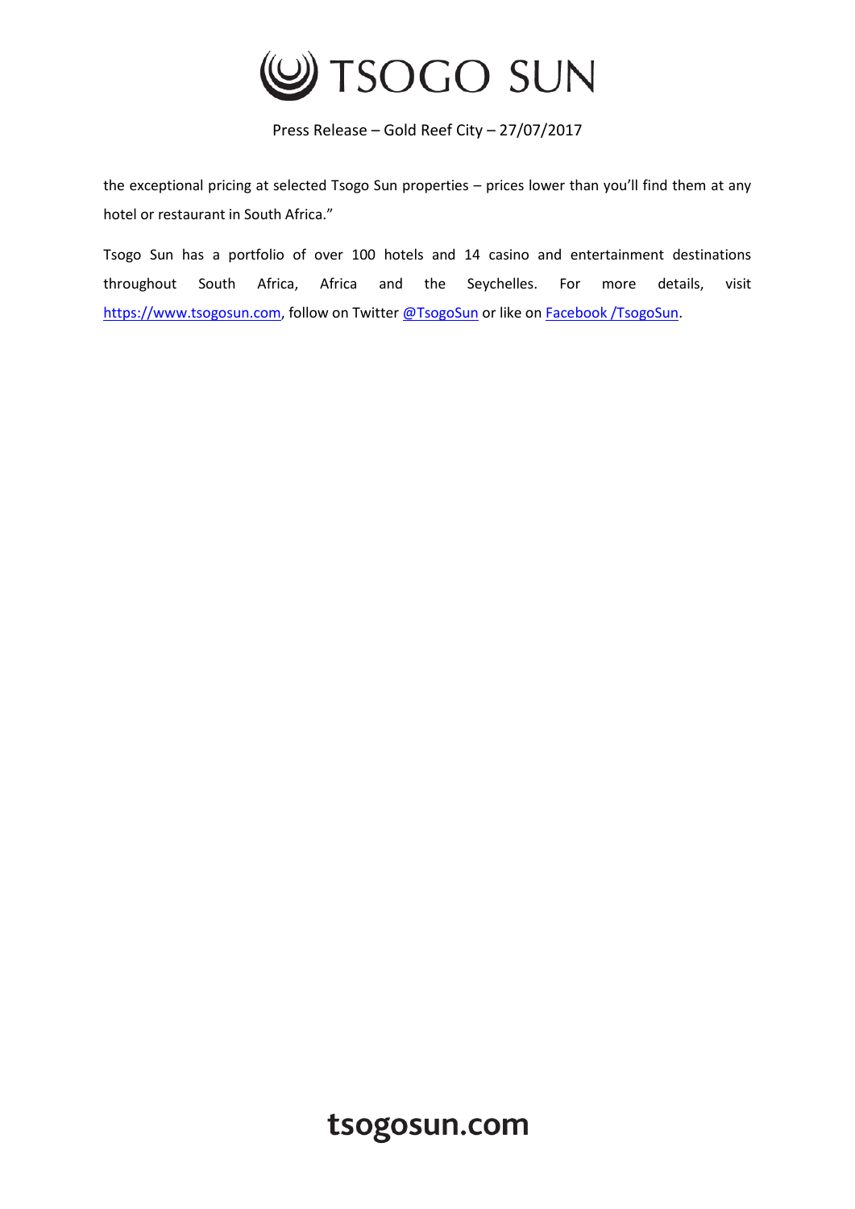the exceptional pricing at selected Tsogo Sun properties – prices lower than you'll find them at any hotel or restaurant in South Africa."

Tsogo Sun has a portfolio of over 100 hotels and 14 casino and entertainment destinations throughout South Africa, Africa and the Seychelles. For more details, visit [https://www.tsogosun.com](https://www.tsogosun.com), follow on Twitter [@TsogoSun](https://twitter.com/TsogoSun) or like on [Facebook /TsogoSun](https://www.facebook.com/TsogoSun).